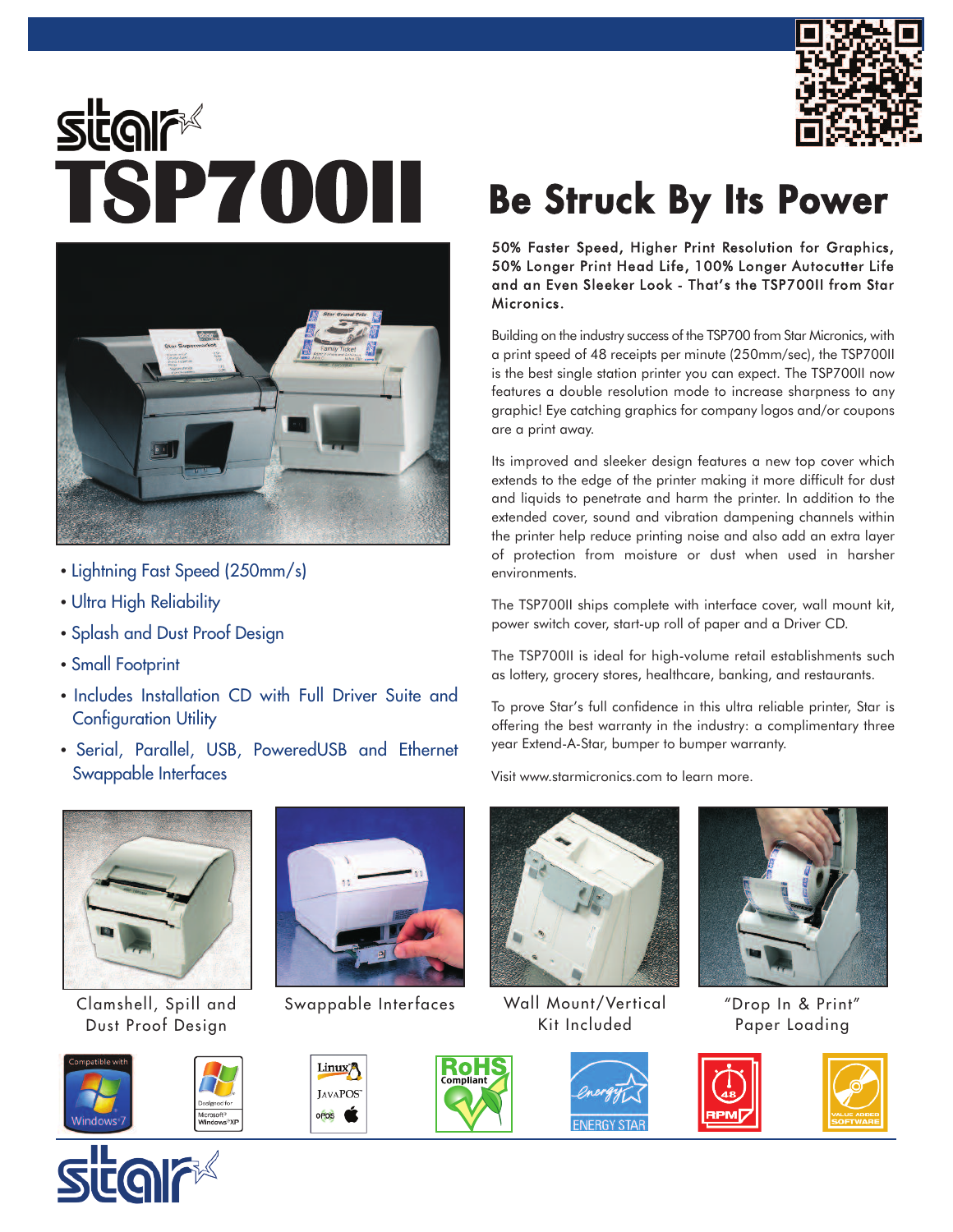# TSP700II

## Be Struck By Its Power

- Lightning Fast Speed (250mm/s)
- Ultra High Reliability
- Splash and Dust Proof Design
- Small Footprint
- Includes Installation CD with Full Driver Suite and Configuration Utility
- Serial, Parallel, USB, PoweredUSB and Ethernet Swappable Interfaces

**50% Faster Speed, Higher Print Resolution for Graphics, 50% Longer Print Head Life, 100% Longer Autocutter Life and an Even Sleeker Look - That's the TSP700II from Star Micronics.**

Building on the industry success of the TSP700 from Star Micronics, with a print speed of 48 receipts per minute (250mm/sec), the TSP700II is the best single station printer you can expect. The TSP700II now features a double resolution mode to increase sharpness to any graphic! Eye catching graphics for company logos and/or coupons are a print away.

Its improved and sleeker design features a new top cover which extends to the edge of the printer making it more difficult for dust and liquids to penetrate and harm the printer. In addition to the extended cover, sound and vibration dampening channels within the printer help reduce printing noise and also add an extra layer of protection from moisture or dust when used in harsher environments.

The TSP700II ships complete with interface cover, wall mount kit, power switch cover, start-up roll of paper and a Driver CD.

The TSP700II is ideal for high-volume retail establishments such as lottery, grocery stores, healthcare, banking, and restaurants.

To prove Star's full confidence in this ultra reliable printer, Star is offering the best warranty in the industry: a complimentary three year Extend-A-Star, bumper to bumper warranty.

Visit www.starmicronics.com to learn more.

Clamshell, Spill and Dust Proof Design

Swappable Interfaces

Wall Mount/Vertical Kit Included

"Drop In & Print" Paper Loading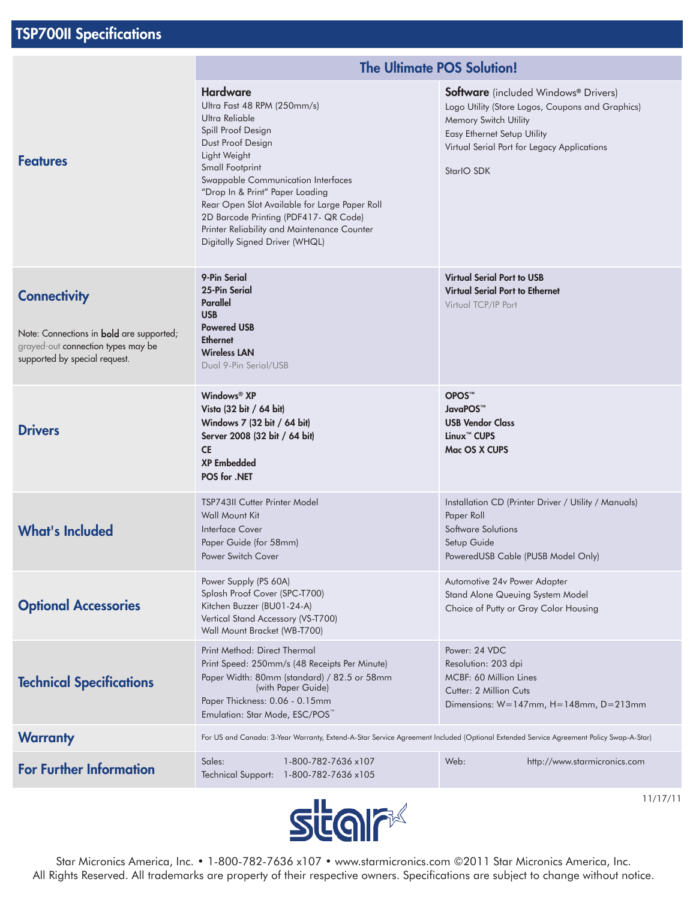# TSP700II Specifications

| | The Ultimate POS Solution! | |
|---|---|---|
| **Features** | **Hardware**<br>Ultra Fast 48 RPM (250mm/s)<br>Ultra Reliable<br>Spill Proof Design<br>Dust Proof Design<br>Light Weight<br>Small Footprint<br>Swappable Communication Interfaces<br>"Drop In & Print" Paper Loading<br>Rear Open Slot Available for Large Paper Roll<br>2D Barcode Printing (PDF417- QR Code)<br>Printer Reliability and Maintenance Counter<br>Digitally Signed Driver (WHQL) | **Software** (included Windows® Drivers)<br>Logo Utility (Store Logos, Coupons and Graphics)<br>Memory Switch Utility<br>Easy Ethernet Setup Utility<br>Virtual Serial Port for Legacy Applications<br><br>StarIO SDK |
| **Connectivity**<br><br>Note: Connections in **bold** are supported; grayed-out connection types may be supported by special request. | **9-Pin Serial**<br>**25-Pin Serial**<br>**Parallel**<br>**USB**<br>**Powered USB**<br>**Ethernet**<br>**Wireless LAN**<br>Dual 9-Pin Serial/USB | **Virtual Serial Port to USB**<br>**Virtual Serial Port to Ethernet**<br>Virtual TCP/IP Port |
| **Drivers** | **Windows® XP**<br>**Vista (32 bit / 64 bit)**<br>**Windows 7 (32 bit / 64 bit)**<br>**Server 2008 (32 bit / 64 bit)**<br>**CE**<br>**XP Embedded**<br>**POS for .NET** | **OPOS™**<br>**JavaPOS™**<br>**USB Vendor Class**<br>**Linux™ CUPS**<br>**Mac OS X CUPS** |
| **What's Included** | TSP743II Cutter Printer Model<br>Wall Mount Kit<br>Interface Cover<br>Paper Guide (for 58mm)<br>Power Switch Cover | Installation CD (Printer Driver / Utility / Manuals)<br>Paper Roll<br>Software Solutions<br>Setup Guide<br>PoweredUSB Cable (PUSB Model Only) |
| **Optional Accessories** | Power Supply (PS 60A)<br>Splash Proof Cover (SPC-T700)<br>Kitchen Buzzer (BU01-24-A)<br>Vertical Stand Accessory (VS-T700)<br>Wall Mount Bracket (WB-T700) | Automotive 24v Power Adapter<br>Stand Alone Queuing System Model<br>Choice of Putty or Gray Color Housing |
| **Technical Specifications** | Print Method: Direct Thermal<br>Print Speed: 250mm/s (48 Receipts Per Minute)<br>Paper Width: 80mm (standard) / 82.5 or 58mm (with Paper Guide)<br>Paper Thickness: 0.06 - 0.15mm<br>Emulation: Star Mode, ESC/POS™ | Power: 24 VDC<br>Resolution: 203 dpi<br>MCBF: 60 Million Lines<br>Cutter: 2 Million Cuts<br>Dimensions: W=147mm, H=148mm, D=213mm |
| **Warranty** | For US and Canada: 3-Year Warranty, Extend-A-Star Service Agreement Included (Optional Extended Service Agreement Policy Swap-A-Star) | |
| **For Further Information** | Sales: 1-800-782-7636 x107<br>Technical Support: 1-800-782-7636 x105 | Web: http://www.starmicronics.com |

11/17/11

Star Micronics America, Inc. • 1-800-782-7636 x107 • www.starmicronics.com ©2011 Star Micronics America, Inc. All Rights Reserved. All trademarks are property of their respective owners. Specifications are subject to change without notice.